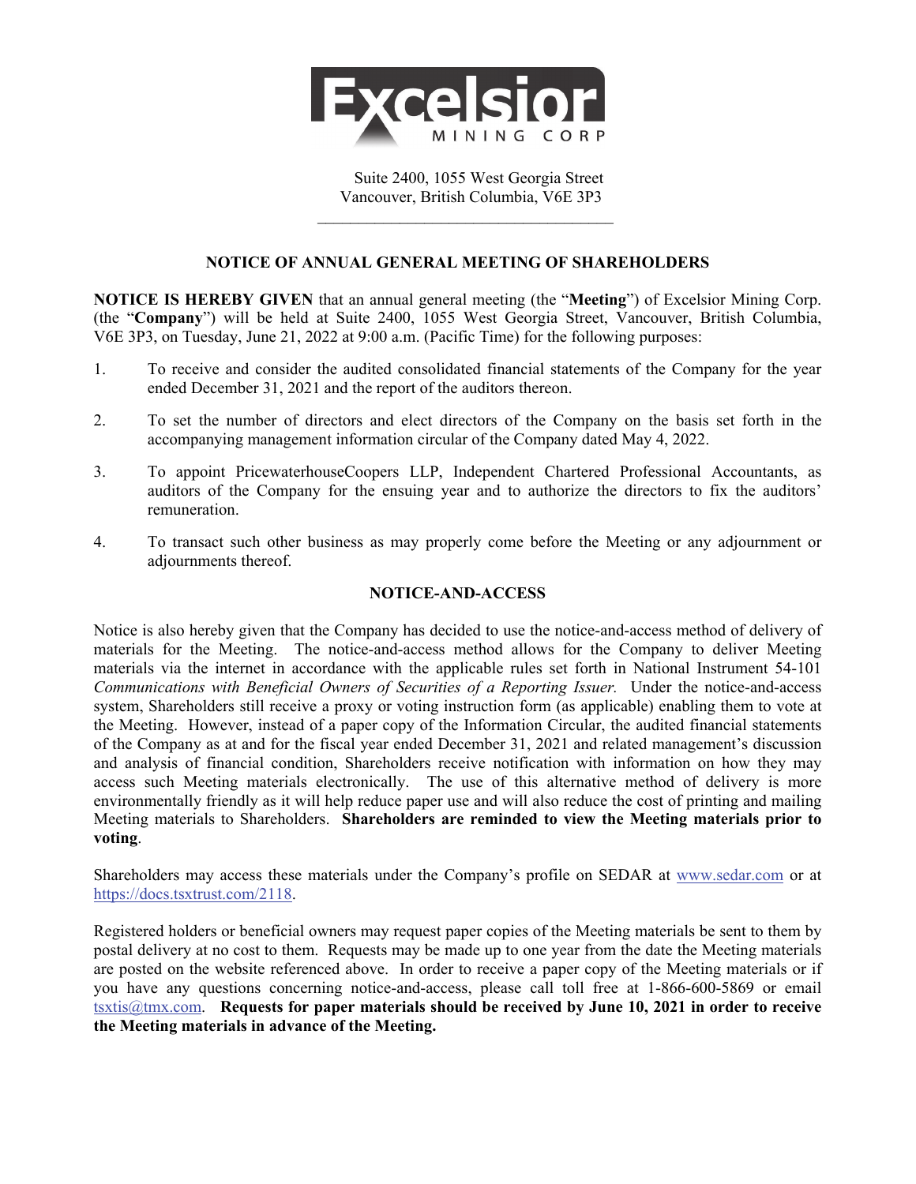Excelsior MINING CORP

Suite 2400, 1055 West Georgia Street
Vancouver, British Columbia, V6E 3P3

## NOTICE OF ANNUAL GENERAL MEETING OF SHAREHOLDERS

**NOTICE IS HEREBY GIVEN** that an annual general meeting (the "**Meeting**") of Excelsior Mining Corp. (the "**Company**") will be held at Suite 2400, 1055 West Georgia Street, Vancouver, British Columbia, V6E 3P3, on Tuesday, June 21, 2022 at 9:00 a.m. (Pacific Time) for the following purposes:

1. To receive and consider the audited consolidated financial statements of the Company for the year ended December 31, 2021 and the report of the auditors thereon.
2. To set the number of directors and elect directors of the Company on the basis set forth in the accompanying management information circular of the Company dated May 4, 2022.
3. To appoint PricewaterhouseCoopers LLP, Independent Chartered Professional Accountants, as auditors of the Company for the ensuing year and to authorize the directors to fix the auditors' remuneration.
4. To transact such other business as may properly come before the Meeting or any adjournment or adjournments thereof.

## NOTICE-AND-ACCESS

Notice is also hereby given that the Company has decided to use the notice-and-access method of delivery of materials for the Meeting. The notice-and-access method allows for the Company to deliver Meeting materials via the internet in accordance with the applicable rules set forth in National Instrument 54-101 *Communications with Beneficial Owners of Securities of a Reporting Issuer.* Under the notice-and-access system, Shareholders still receive a proxy or voting instruction form (as applicable) enabling them to vote at the Meeting. However, instead of a paper copy of the Information Circular, the audited financial statements of the Company as at and for the fiscal year ended December 31, 2021 and related management's discussion and analysis of financial condition, Shareholders receive notification with information on how they may access such Meeting materials electronically. The use of this alternative method of delivery is more environmentally friendly as it will help reduce paper use and will also reduce the cost of printing and mailing Meeting materials to Shareholders. **Shareholders are reminded to view the Meeting materials prior to voting**.

Shareholders may access these materials under the Company's profile on SEDAR at www.sedar.com or at https://docs.tsxtrust.com/2118.

Registered holders or beneficial owners may request paper copies of the Meeting materials be sent to them by postal delivery at no cost to them. Requests may be made up to one year from the date the Meeting materials are posted on the website referenced above. In order to receive a paper copy of the Meeting materials or if you have any questions concerning notice-and-access, please call toll free at 1-866-600-5869 or email tsxtis@tmx.com. **Requests for paper materials should be received by June 10, 2021 in order to receive the Meeting materials in advance of the Meeting.**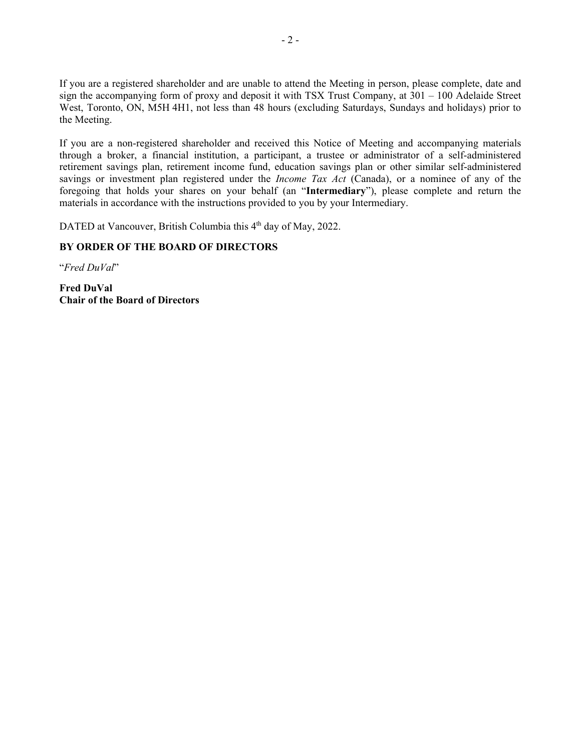If you are a registered shareholder and are unable to attend the Meeting in person, please complete, date and sign the accompanying form of proxy and deposit it with TSX Trust Company, at 301 – 100 Adelaide Street West, Toronto, ON, M5H 4H1, not less than 48 hours (excluding Saturdays, Sundays and holidays) prior to the Meeting.

If you are a non-registered shareholder and received this Notice of Meeting and accompanying materials through a broker, a financial institution, a participant, a trustee or administrator of a self-administered retirement savings plan, retirement income fund, education savings plan or other similar self-administered savings or investment plan registered under the *Income Tax Act* (Canada), or a nominee of any of the foregoing that holds your shares on your behalf (an "**Intermediary**"), please complete and return the materials in accordance with the instructions provided to you by your Intermediary.

DATED at Vancouver, British Columbia this 4th day of May, 2022.

**BY ORDER OF THE BOARD OF DIRECTORS**

"*Fred DuVal*"

**Fred DuVal**
**Chair of the Board of Directors**